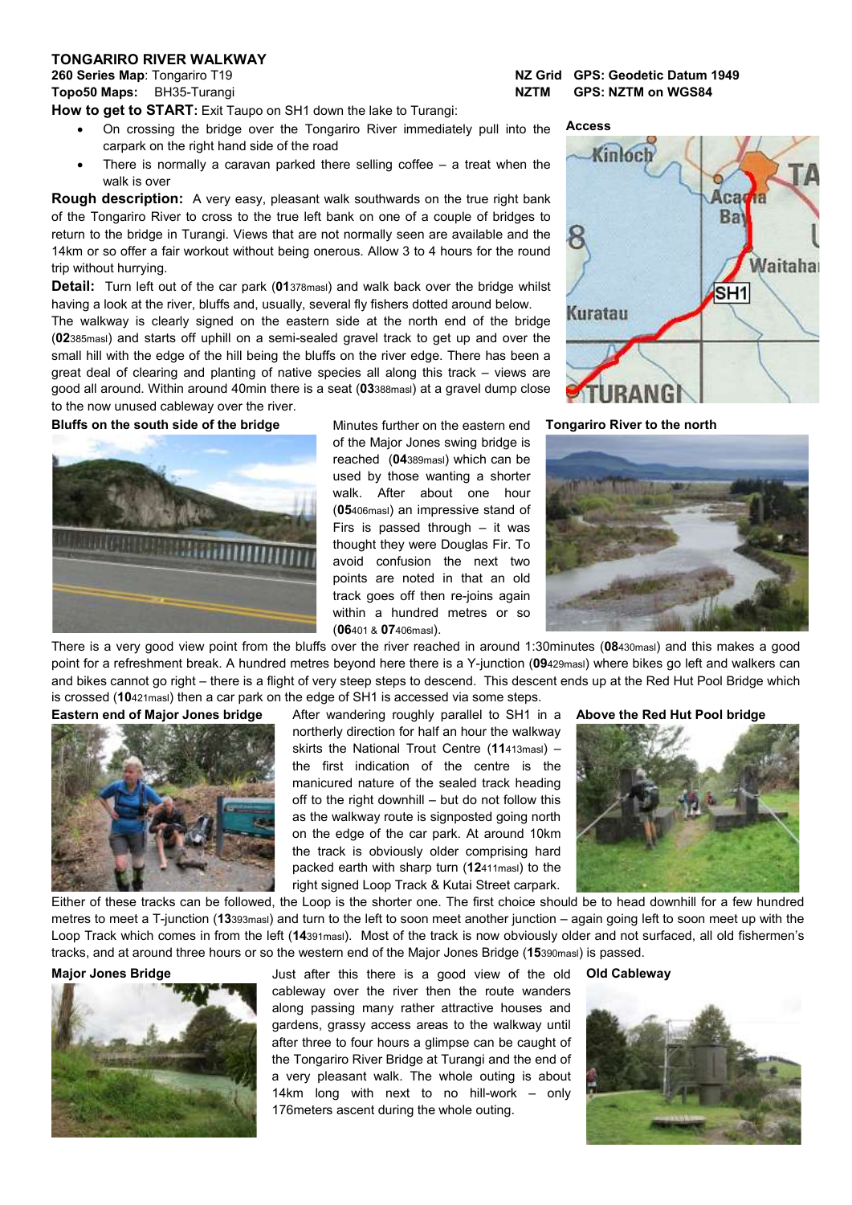# TONGARIRO RIVER WALKWAY

**260 Series Map**: Tongariro T19 **NZ Grid** **GPS: Geodetic Datum 1949**

**Topo50 Maps**: BH35-Turangi **NZTM** **GPS: NZTM on WGS84**

**How to get to START:** Exit Taupo on SH1 down the lake to Turangi:

- On crossing the bridge over the Tongariro River immediately pull into the carpark on the right hand side of the road
- There is normally a caravan parked there selling coffee – a treat when the walk is over

**Access**

**Rough description:** A very easy, pleasant walk southwards on the true right bank of the Tongariro River to cross to the true left bank on one of a couple of bridges to return to the bridge in Turangi. Views that are not normally seen are available and the 14km or so offer a fair workout without being onerous. Allow 3 to 4 hours for the round trip without hurrying.

**Detail:** Turn left out of the car park (**01**378masl) and walk back over the bridge whilst having a look at the river, bluffs and, usually, several fly fishers dotted around below. The walkway is clearly signed on the eastern side at the north end of the bridge (**02**385masl) and starts off uphill on a semi-sealed gravel track to get up and over the small hill with the edge of the hill being the bluffs on the river edge. There has been a great deal of clearing and planting of native species all along this track – views are good all around. Within around 40min there is a seat (**03**388masl) at a gravel dump close to the now unused cableway over the river.

**Bluffs on the south side of the bridge**

Minutes further on the eastern end of the Major Jones swing bridge is reached (**04**389masl) which can be used by those wanting a shorter walk. After about one hour (**05**406masl) an impressive stand of Firs is passed through – it was thought they were Douglas Fir. To avoid confusion the next two points are noted in that an old track goes off then re-joins again within a hundred metres or so (**06**401 & **07**406masl).

**Tongariro River to the north**

There is a very good view point from the bluffs over the river reached in around 1:30minutes (**08**430masl) and this makes a good point for a refreshment break. A hundred metres beyond here there is a Y-junction (**09**429masl) where bikes go left and walkers can and bikes cannot go right – there is a flight of very steep steps to descend. This descent ends up at the Red Hut Pool Bridge which is crossed (**10**421masl) then a car park on the edge of SH1 is accessed via some steps.

**Eastern end of Major Jones bridge**

After wandering roughly parallel to SH1 in a northerly direction for half an hour the walkway skirts the National Trout Centre (**11**413masl) – the first indication of the centre is the manicured nature of the sealed track heading off to the right downhill – but do not follow this as the walkway route is signposted going north on the edge of the car park. At around 10km the track is obviously older comprising hard packed earth with sharp turn (**12**411masl) to the right signed Loop Track & Kutai Street carpark.

**Above the Red Hut Pool bridge**

Either of these tracks can be followed, the Loop is the shorter one. The first choice should be to head downhill for a few hundred metres to meet a T-junction (**13**393masl) and turn to the left to soon meet another junction – again going left to soon meet up with the Loop Track which comes in from the left (**14**391masl). Most of the track is now obviously older and not surfaced, all old fishermen's tracks, and at around three hours or so the western end of the Major Jones Bridge (**15**390masl) is passed.

**Major Jones Bridge**

Just after this there is a good view of the old cableway over the river then the route wanders along passing many rather attractive houses and gardens, grassy access areas to the walkway until after three to four hours a glimpse can be caught of the Tongariro River Bridge at Turangi and the end of a very pleasant walk. The whole outing is about 14km long with next to no hill-work – only 176meters ascent during the whole outing.

**Old Cableway**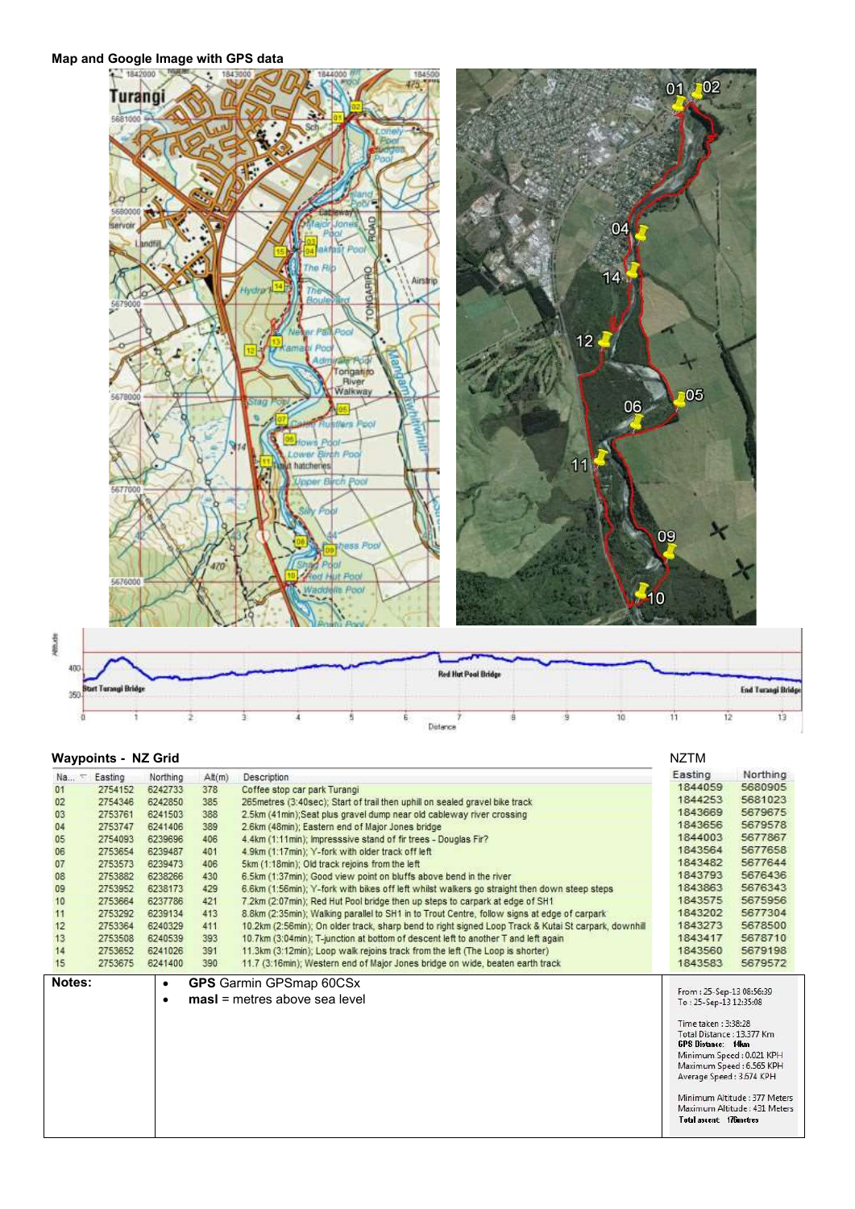**Map and Google Image with GPS data**

Start Turangi Bridge

Red Hut Pool Bridge

End Turangi Bridge

Altitude

400

350

0 1 2 3 4 5 6 7 8 9 10 11 12 13

Distance

**Waypoints - NZ Grid**

| Na... | Easting | Northing | Alt(m) | Description | NZTM Easting | NZTM Northing |
|---|---|---|---|---|---|---|
| 01 | 2754152 | 6242733 | 378 | Coffee stop car park Turangi | 1844059 | 5680905 |
| 02 | 2754346 | 6242850 | 385 | 265metres (3:40sec); Start of trail then uphill on sealed gravel bike track | 1844253 | 5681023 |
| 03 | 2753761 | 6241503 | 388 | 2.5km (41min);Seat plus gravel dump near old cableway river crossing | 1843669 | 5679675 |
| 04 | 2753747 | 6241406 | 389 | 2.6km (48min); Eastern end of Major Jones bridge | 1843656 | 5679578 |
| 05 | 2754093 | 6239696 | 406 | 4.4km (1:11min); Impressive stand of fir trees - Douglas Fir? | 1844003 | 5677867 |
| 06 | 2753654 | 6239487 | 401 | 4.9km (1:17min); Y-fork with older track off left | 1843564 | 5677658 |
| 07 | 2753573 | 6239473 | 406 | 5km (1:18min); Old track rejoins from the left | 1843482 | 5677644 |
| 08 | 2753882 | 6238266 | 430 | 6.5km (1:37min); Good view point on bluffs above bend in the river | 1843793 | 5676436 |
| 09 | 2753952 | 6238173 | 429 | 6.6km (1:56min); Y-fork with bikes off left whilst walkers go straight then down steep steps | 1843863 | 5676343 |
| 10 | 2753664 | 6237786 | 421 | 7.2km (2:07min); Red Hut Pool bridge then up steps to carpark at edge of SH1 | 1843575 | 5675956 |
| 11 | 2753292 | 6239134 | 413 | 8.8km (2:35min); Walking parallel to SH1 in to Trout Centre, follow signs at edge of carpark | 1843202 | 5677304 |
| 12 | 2753364 | 6240329 | 411 | 10.2km (2:56min); On older track, sharp bend to right signed Loop Track & Kutai St carpark, downhill | 1843273 | 5678500 |
| 13 | 2753508 | 6240539 | 393 | 10.7km (3:04min); T-junction at bottom of descent left to another T and left again | 1843417 | 5678710 |
| 14 | 2753652 | 6241026 | 391 | 11.3km (3:12min); Loop walk rejoins track from the left (The Loop is shorter) | 1843560 | 5679198 |
| 15 | 2753675 | 6241400 | 390 | 11.7 (3:16min); Western end of Major Jones bridge on wide, beaten earth track | 1843583 | 5679572 |

**Notes:**

- **GPS** Garmin GPSmap 60CSx
- **masl** = metres above sea level

From : 25-Sep-13 08:56:39
To : 25-Sep-13 12:35:08

Time taken : 3:38:28
Total Distance : 13.377 Km
**GPS Distance: 14km**
Minimum Speed : 0.021 KPH
Maximum Speed : 6.565 KPH
Average Speed : 3.674 KPH

Minimum Altitude : 377 Meters
Maximum Altitude : 431 Meters
**Total ascent: 176metres**